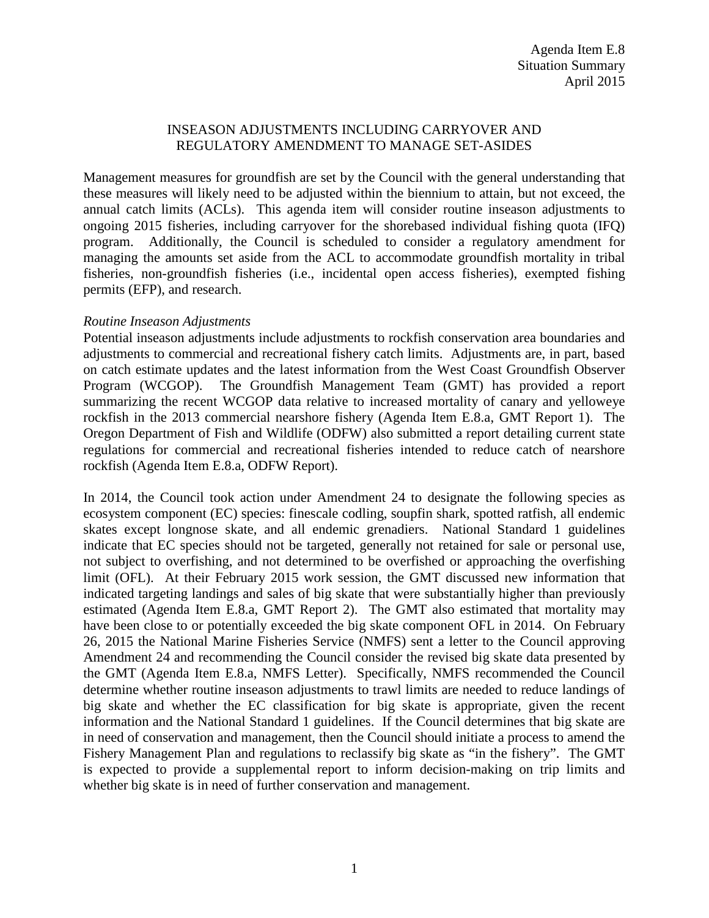Agenda Item E.8
Situation Summary
April 2015

# INSEASON ADJUSTMENTS INCLUDING CARRYOVER AND REGULATORY AMENDMENT TO MANAGE SET-ASIDES

Management measures for groundfish are set by the Council with the general understanding that these measures will likely need to be adjusted within the biennium to attain, but not exceed, the annual catch limits (ACLs). This agenda item will consider routine inseason adjustments to ongoing 2015 fisheries, including carryover for the shorebased individual fishing quota (IFQ) program. Additionally, the Council is scheduled to consider a regulatory amendment for managing the amounts set aside from the ACL to accommodate groundfish mortality in tribal fisheries, non-groundfish fisheries (i.e., incidental open access fisheries), exempted fishing permits (EFP), and research.

*Routine Inseason Adjustments*

Potential inseason adjustments include adjustments to rockfish conservation area boundaries and adjustments to commercial and recreational fishery catch limits. Adjustments are, in part, based on catch estimate updates and the latest information from the West Coast Groundfish Observer Program (WCGOP). The Groundfish Management Team (GMT) has provided a report summarizing the recent WCGOP data relative to increased mortality of canary and yelloweye rockfish in the 2013 commercial nearshore fishery (Agenda Item E.8.a, GMT Report 1). The Oregon Department of Fish and Wildlife (ODFW) also submitted a report detailing current state regulations for commercial and recreational fisheries intended to reduce catch of nearshore rockfish (Agenda Item E.8.a, ODFW Report).

In 2014, the Council took action under Amendment 24 to designate the following species as ecosystem component (EC) species: finescale codling, soupfin shark, spotted ratfish, all endemic skates except longnose skate, and all endemic grenadiers. National Standard 1 guidelines indicate that EC species should not be targeted, generally not retained for sale or personal use, not subject to overfishing, and not determined to be overfished or approaching the overfishing limit (OFL). At their February 2015 work session, the GMT discussed new information that indicated targeting landings and sales of big skate that were substantially higher than previously estimated (Agenda Item E.8.a, GMT Report 2). The GMT also estimated that mortality may have been close to or potentially exceeded the big skate component OFL in 2014. On February 26, 2015 the National Marine Fisheries Service (NMFS) sent a letter to the Council approving Amendment 24 and recommending the Council consider the revised big skate data presented by the GMT (Agenda Item E.8.a, NMFS Letter). Specifically, NMFS recommended the Council determine whether routine inseason adjustments to trawl limits are needed to reduce landings of big skate and whether the EC classification for big skate is appropriate, given the recent information and the National Standard 1 guidelines. If the Council determines that big skate are in need of conservation and management, then the Council should initiate a process to amend the Fishery Management Plan and regulations to reclassify big skate as "in the fishery". The GMT is expected to provide a supplemental report to inform decision-making on trip limits and whether big skate is in need of further conservation and management.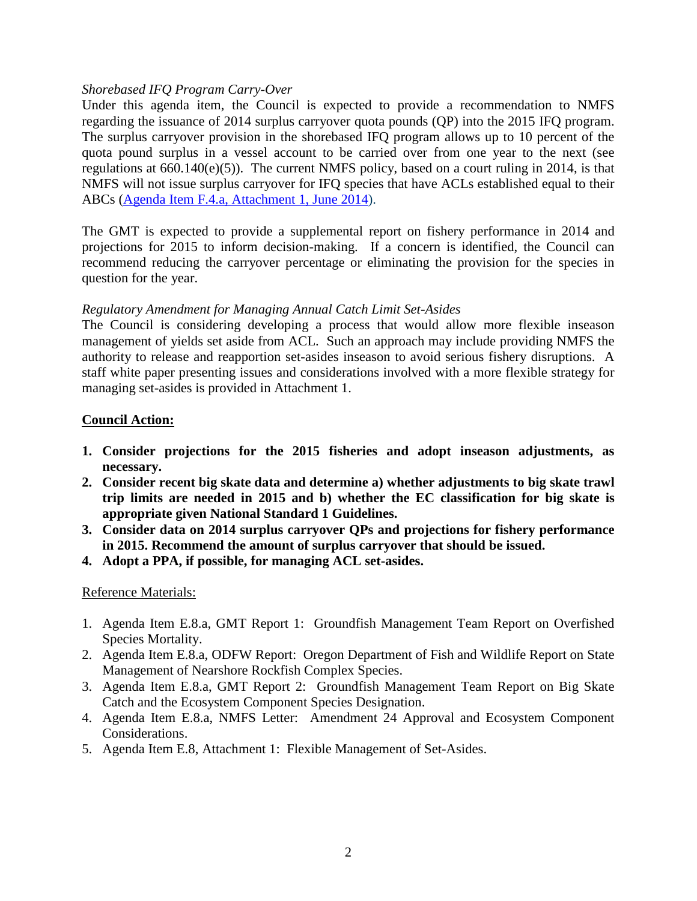*Shorebased IFQ Program Carry-Over*

Under this agenda item, the Council is expected to provide a recommendation to NMFS regarding the issuance of 2014 surplus carryover quota pounds (QP) into the 2015 IFQ program. The surplus carryover provision in the shorebased IFQ program allows up to 10 percent of the quota pound surplus in a vessel account to be carried over from one year to the next (see regulations at 660.140(e)(5)). The current NMFS policy, based on a court ruling in 2014, is that NMFS will not issue surplus carryover for IFQ species that have ACLs established equal to their ABCs ([Agenda Item F.4.a, Attachment 1, June 2014](Agenda Item F.4.a, Attachment 1, June 2014)).

The GMT is expected to provide a supplemental report on fishery performance in 2014 and projections for 2015 to inform decision-making. If a concern is identified, the Council can recommend reducing the carryover percentage or eliminating the provision for the species in question for the year.

*Regulatory Amendment for Managing Annual Catch Limit Set-Asides*

The Council is considering developing a process that would allow more flexible inseason management of yields set aside from ACL. Such an approach may include providing NMFS the authority to release and reapportion set-asides inseason to avoid serious fishery disruptions. A staff white paper presenting issues and considerations involved with a more flexible strategy for managing set-asides is provided in Attachment 1.

**Council Action:**

1. **Consider projections for the 2015 fisheries and adopt inseason adjustments, as necessary.**
2. **Consider recent big skate data and determine a) whether adjustments to big skate trawl trip limits are needed in 2015 and b) whether the EC classification for big skate is appropriate given National Standard 1 Guidelines.**
3. **Consider data on 2014 surplus carryover QPs and projections for fishery performance in 2015. Recommend the amount of surplus carryover that should be issued.**
4. **Adopt a PPA, if possible, for managing ACL set-asides.**

Reference Materials:

1. Agenda Item E.8.a, GMT Report 1: Groundfish Management Team Report on Overfished Species Mortality.
2. Agenda Item E.8.a, ODFW Report: Oregon Department of Fish and Wildlife Report on State Management of Nearshore Rockfish Complex Species.
3. Agenda Item E.8.a, GMT Report 2: Groundfish Management Team Report on Big Skate Catch and the Ecosystem Component Species Designation.
4. Agenda Item E.8.a, NMFS Letter: Amendment 24 Approval and Ecosystem Component Considerations.
5. Agenda Item E.8, Attachment 1: Flexible Management of Set-Asides.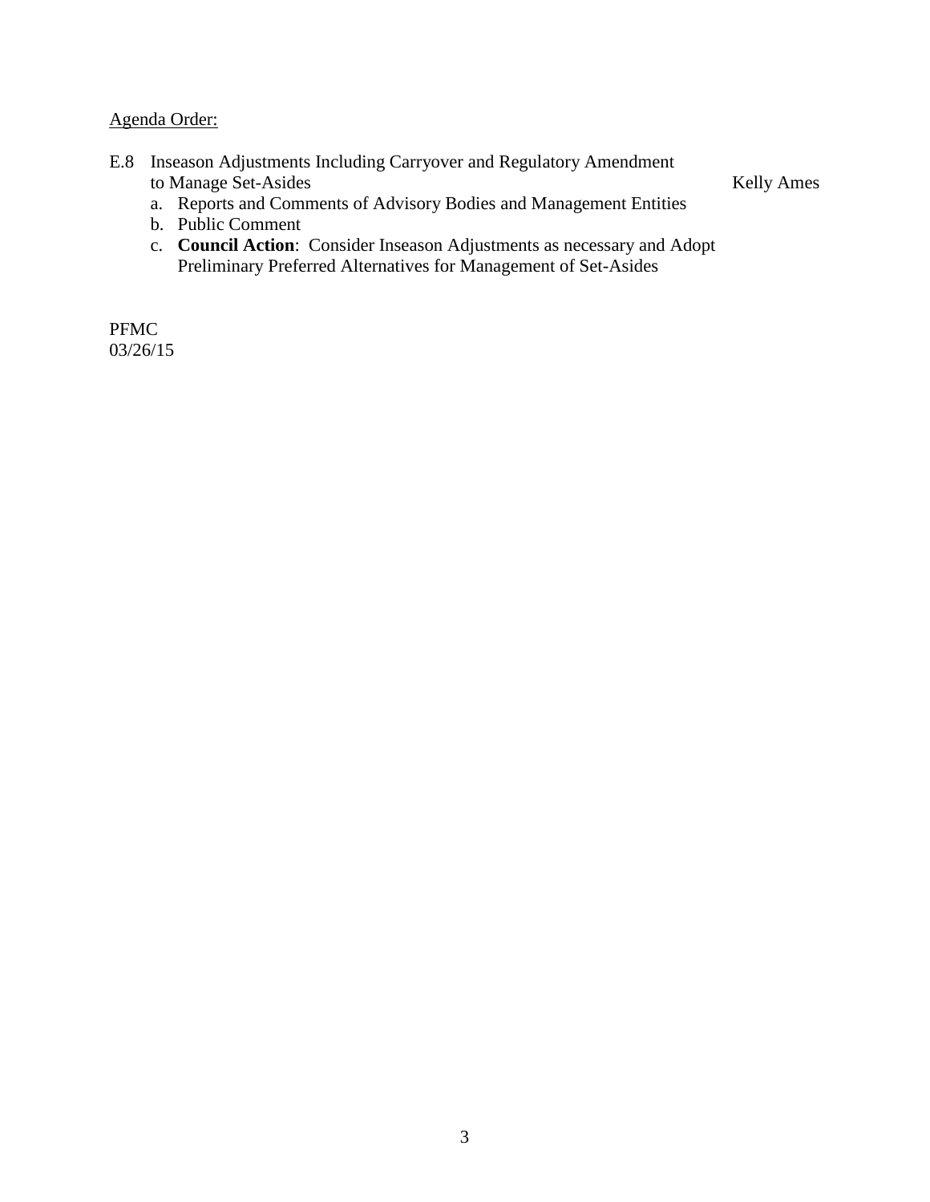Agenda Order:

E.8 Inseason Adjustments Including Carryover and Regulatory Amendment to Manage Set-Asides — Kelly Ames

a. Reports and Comments of Advisory Bodies and Management Entities
b. Public Comment
c. **Council Action**: Consider Inseason Adjustments as necessary and Adopt Preliminary Preferred Alternatives for Management of Set-Asides

PFMC
03/26/15